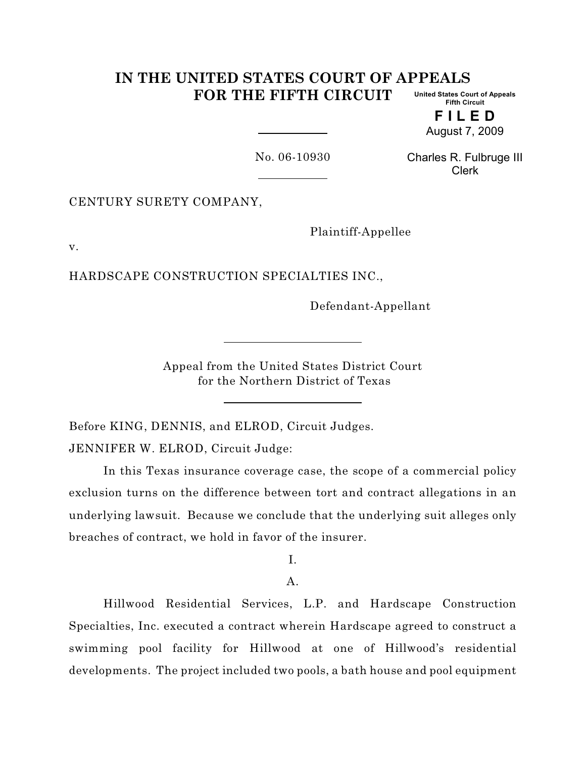# IN THE UNITED STATES COURT OF APPEALS FOR THE FIFTH CIRCUIT

United States Court of Appeals
Fifth Circuit

**FILED**
August 7, 2009

Charles R. Fulbruge III
Clerk

No. 06-10930

CENTURY SURETY COMPANY,

Plaintiff-Appellee

v.

HARDSCAPE CONSTRUCTION SPECIALTIES INC.,

Defendant-Appellant

Appeal from the United States District Court
for the Northern District of Texas

Before KING, DENNIS, and ELROD, Circuit Judges.

JENNIFER W. ELROD, Circuit Judge:

In this Texas insurance coverage case, the scope of a commercial policy exclusion turns on the difference between tort and contract allegations in an underlying lawsuit. Because we conclude that the underlying suit alleges only breaches of contract, we hold in favor of the insurer.

I.

A.

Hillwood Residential Services, L.P. and Hardscape Construction Specialties, Inc. executed a contract wherein Hardscape agreed to construct a swimming pool facility for Hillwood at one of Hillwood's residential developments. The project included two pools, a bath house and pool equipment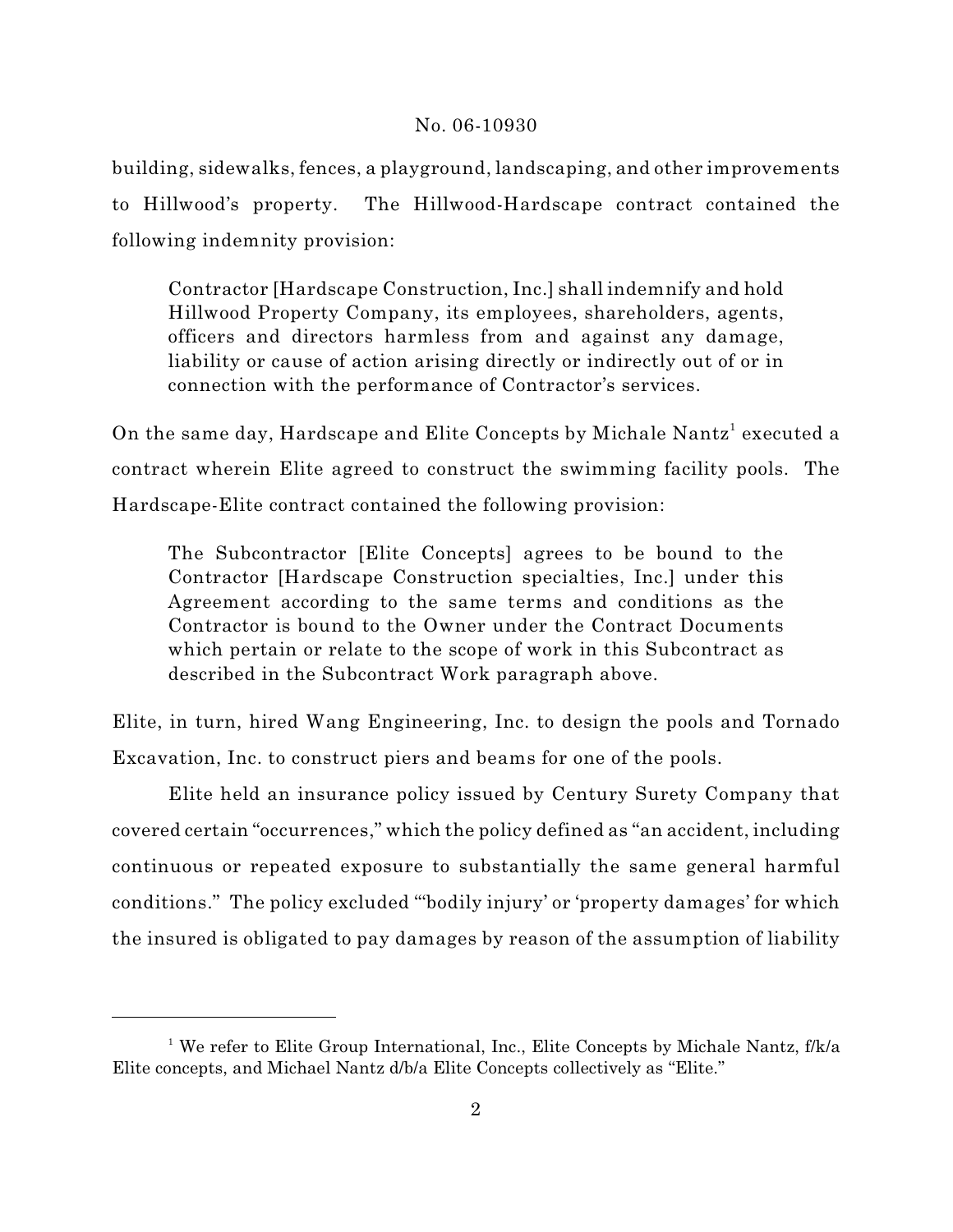building, sidewalks, fences, a playground, landscaping, and other improvements to Hillwood's property. The Hillwood-Hardscape contract contained the following indemnity provision:

> Contractor [Hardscape Construction, Inc.] shall indemnify and hold Hillwood Property Company, its employees, shareholders, agents, officers and directors harmless from and against any damage, liability or cause of action arising directly or indirectly out of or in connection with the performance of Contractor's services.

On the same day, Hardscape and Elite Concepts by Michale Nantz[1] executed a contract wherein Elite agreed to construct the swimming facility pools. The Hardscape-Elite contract contained the following provision:

> The Subcontractor [Elite Concepts] agrees to be bound to the Contractor [Hardscape Construction specialties, Inc.] under this Agreement according to the same terms and conditions as the Contractor is bound to the Owner under the Contract Documents which pertain or relate to the scope of work in this Subcontract as described in the Subcontract Work paragraph above.

Elite, in turn, hired Wang Engineering, Inc. to design the pools and Tornado Excavation, Inc. to construct piers and beams for one of the pools.

Elite held an insurance policy issued by Century Surety Company that covered certain "occurrences," which the policy defined as "an accident, including continuous or repeated exposure to substantially the same general harmful conditions." The policy excluded "'bodily injury' or 'property damages' for which the insured is obligated to pay damages by reason of the assumption of liability

---

[1] We refer to Elite Group International, Inc., Elite Concepts by Michale Nantz, f/k/a Elite concepts, and Michael Nantz d/b/a Elite Concepts collectively as "Elite."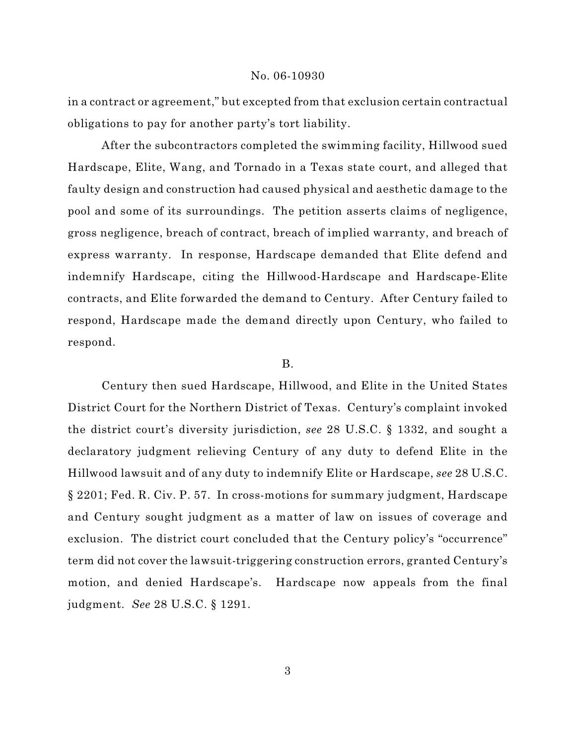in a contract or agreement," but excepted from that exclusion certain contractual obligations to pay for another party's tort liability.

After the subcontractors completed the swimming facility, Hillwood sued Hardscape, Elite, Wang, and Tornado in a Texas state court, and alleged that faulty design and construction had caused physical and aesthetic damage to the pool and some of its surroundings. The petition asserts claims of negligence, gross negligence, breach of contract, breach of implied warranty, and breach of express warranty. In response, Hardscape demanded that Elite defend and indemnify Hardscape, citing the Hillwood-Hardscape and Hardscape-Elite contracts, and Elite forwarded the demand to Century. After Century failed to respond, Hardscape made the demand directly upon Century, who failed to respond.

B.

Century then sued Hardscape, Hillwood, and Elite in the United States District Court for the Northern District of Texas. Century's complaint invoked the district court's diversity jurisdiction, *see* 28 U.S.C. § 1332, and sought a declaratory judgment relieving Century of any duty to defend Elite in the Hillwood lawsuit and of any duty to indemnify Elite or Hardscape, *see* 28 U.S.C. § 2201; Fed. R. Civ. P. 57. In cross-motions for summary judgment, Hardscape and Century sought judgment as a matter of law on issues of coverage and exclusion. The district court concluded that the Century policy's "occurrence" term did not cover the lawsuit-triggering construction errors, granted Century's motion, and denied Hardscape's. Hardscape now appeals from the final judgment. *See* 28 U.S.C. § 1291.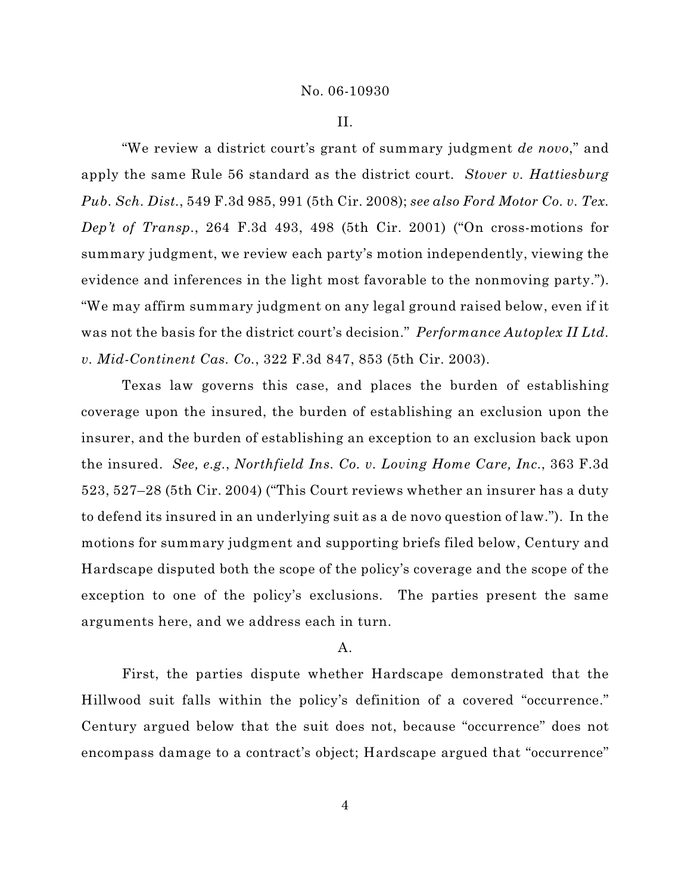## II.

"We review a district court's grant of summary judgment *de novo*," and apply the same Rule 56 standard as the district court. *Stover v. Hattiesburg Pub. Sch. Dist.*, 549 F.3d 985, 991 (5th Cir. 2008); *see also Ford Motor Co. v. Tex. Dep't of Transp.*, 264 F.3d 493, 498 (5th Cir. 2001) ("On cross-motions for summary judgment, we review each party's motion independently, viewing the evidence and inferences in the light most favorable to the nonmoving party."). "We may affirm summary judgment on any legal ground raised below, even if it was not the basis for the district court's decision." *Performance Autoplex II Ltd. v. Mid-Continent Cas. Co.*, 322 F.3d 847, 853 (5th Cir. 2003).

Texas law governs this case, and places the burden of establishing coverage upon the insured, the burden of establishing an exclusion upon the insurer, and the burden of establishing an exception to an exclusion back upon the insured. *See, e.g.*, *Northfield Ins. Co. v. Loving Home Care, Inc.*, 363 F.3d 523, 527–28 (5th Cir. 2004) ("This Court reviews whether an insurer has a duty to defend its insured in an underlying suit as a de novo question of law."). In the motions for summary judgment and supporting briefs filed below, Century and Hardscape disputed both the scope of the policy's coverage and the scope of the exception to one of the policy's exclusions. The parties present the same arguments here, and we address each in turn.

### A.

First, the parties dispute whether Hardscape demonstrated that the Hillwood suit falls within the policy's definition of a covered "occurrence." Century argued below that the suit does not, because "occurrence" does not encompass damage to a contract's object; Hardscape argued that "occurrence"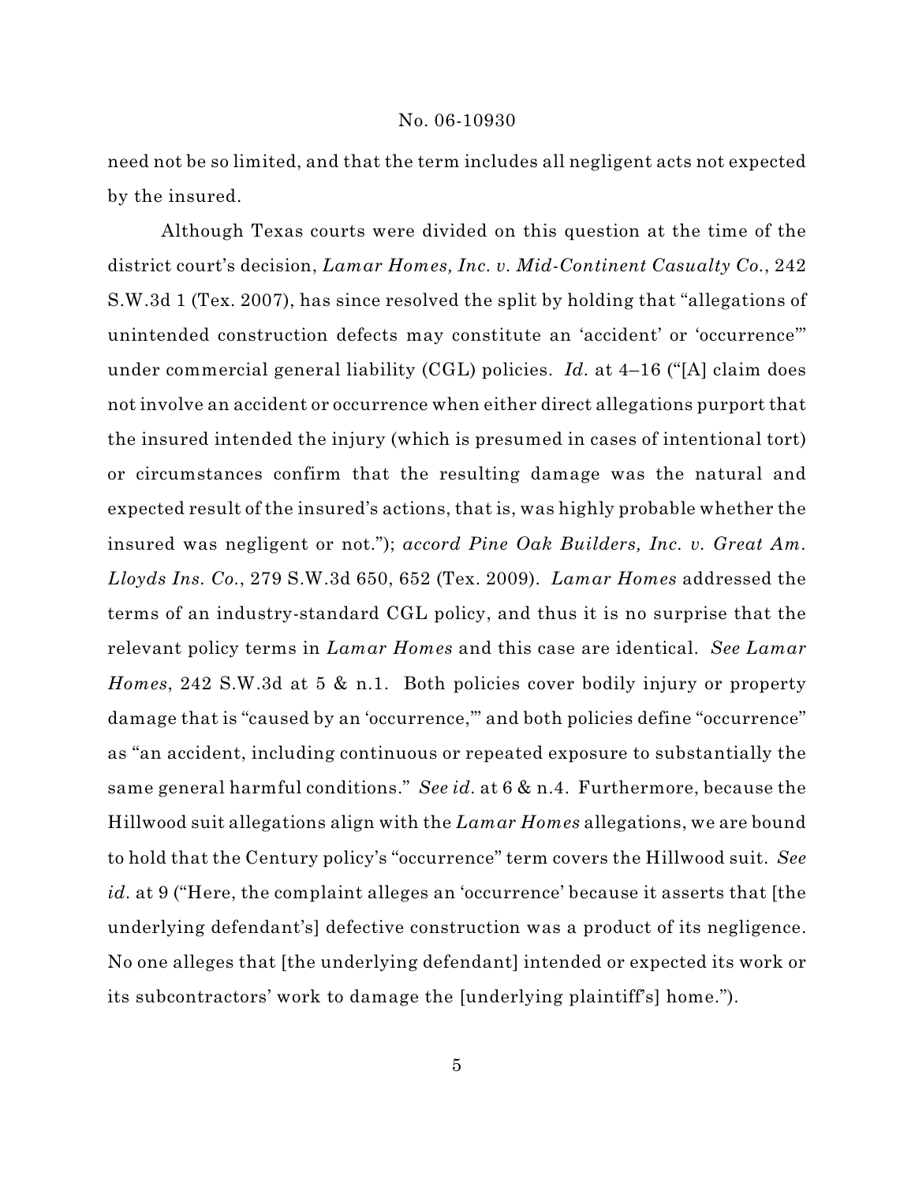need not be so limited, and that the term includes all negligent acts not expected by the insured.

Although Texas courts were divided on this question at the time of the district court's decision, *Lamar Homes, Inc. v. Mid-Continent Casualty Co.*, 242 S.W.3d 1 (Tex. 2007), has since resolved the split by holding that "allegations of unintended construction defects may constitute an 'accident' or 'occurrence'" under commercial general liability (CGL) policies. *Id.* at 4–16 ("[A] claim does not involve an accident or occurrence when either direct allegations purport that the insured intended the injury (which is presumed in cases of intentional tort) or circumstances confirm that the resulting damage was the natural and expected result of the insured's actions, that is, was highly probable whether the insured was negligent or not."); *accord Pine Oak Builders, Inc. v. Great Am. Lloyds Ins. Co.*, 279 S.W.3d 650, 652 (Tex. 2009). *Lamar Homes* addressed the terms of an industry-standard CGL policy, and thus it is no surprise that the relevant policy terms in *Lamar Homes* and this case are identical. *See Lamar Homes*, 242 S.W.3d at 5 & n.1. Both policies cover bodily injury or property damage that is "caused by an 'occurrence,'" and both policies define "occurrence" as "an accident, including continuous or repeated exposure to substantially the same general harmful conditions." *See id.* at 6 & n.4. Furthermore, because the Hillwood suit allegations align with the *Lamar Homes* allegations, we are bound to hold that the Century policy's "occurrence" term covers the Hillwood suit. *See id.* at 9 ("Here, the complaint alleges an 'occurrence' because it asserts that [the underlying defendant's] defective construction was a product of its negligence. No one alleges that [the underlying defendant] intended or expected its work or its subcontractors' work to damage the [underlying plaintiff's] home.").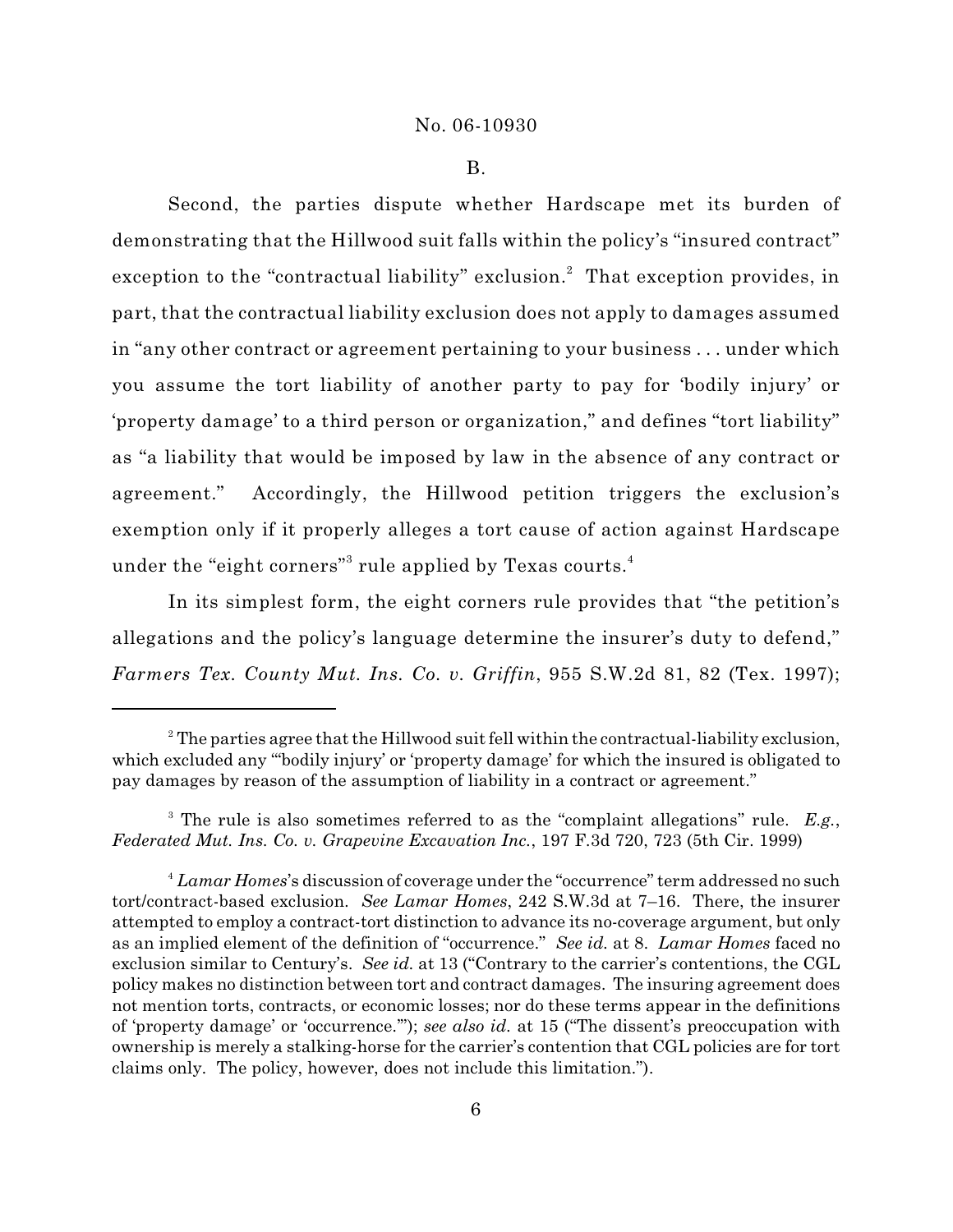## B.

Second, the parties dispute whether Hardscape met its burden of demonstrating that the Hillwood suit falls within the policy's "insured contract" exception to the "contractual liability" exclusion.[2] That exception provides, in part, that the contractual liability exclusion does not apply to damages assumed in "any other contract or agreement pertaining to your business . . . under which you assume the tort liability of another party to pay for 'bodily injury' or 'property damage' to a third person or organization," and defines "tort liability" as "a liability that would be imposed by law in the absence of any contract or agreement." Accordingly, the Hillwood petition triggers the exclusion's exemption only if it properly alleges a tort cause of action against Hardscape under the "eight corners"[3] rule applied by Texas courts.[4]

In its simplest form, the eight corners rule provides that "the petition's allegations and the policy's language determine the insurer's duty to defend," *Farmers Tex. County Mut. Ins. Co. v. Griffin*, 955 S.W.2d 81, 82 (Tex. 1997);

---

[2] The parties agree that the Hillwood suit fell within the contractual-liability exclusion, which excluded any "'bodily injury' or 'property damage' for which the insured is obligated to pay damages by reason of the assumption of liability in a contract or agreement."

[3] The rule is also sometimes referred to as the "complaint allegations" rule. *E.g.*, *Federated Mut. Ins. Co. v. Grapevine Excavation Inc.*, 197 F.3d 720, 723 (5th Cir. 1999)

[4] *Lamar Homes*'s discussion of coverage under the "occurrence" term addressed no such tort/contract-based exclusion. *See Lamar Homes*, 242 S.W.3d at 7–16. There, the insurer attempted to employ a contract-tort distinction to advance its no-coverage argument, but only as an implied element of the definition of "occurrence." *See id.* at 8. *Lamar Homes* faced no exclusion similar to Century's. *See id.* at 13 ("Contrary to the carrier's contentions, the CGL policy makes no distinction between tort and contract damages. The insuring agreement does not mention torts, contracts, or economic losses; nor do these terms appear in the definitions of 'property damage' or 'occurrence.'"); *see also id.* at 15 ("The dissent's preoccupation with ownership is merely a stalking-horse for the carrier's contention that CGL policies are for tort claims only. The policy, however, does not include this limitation.").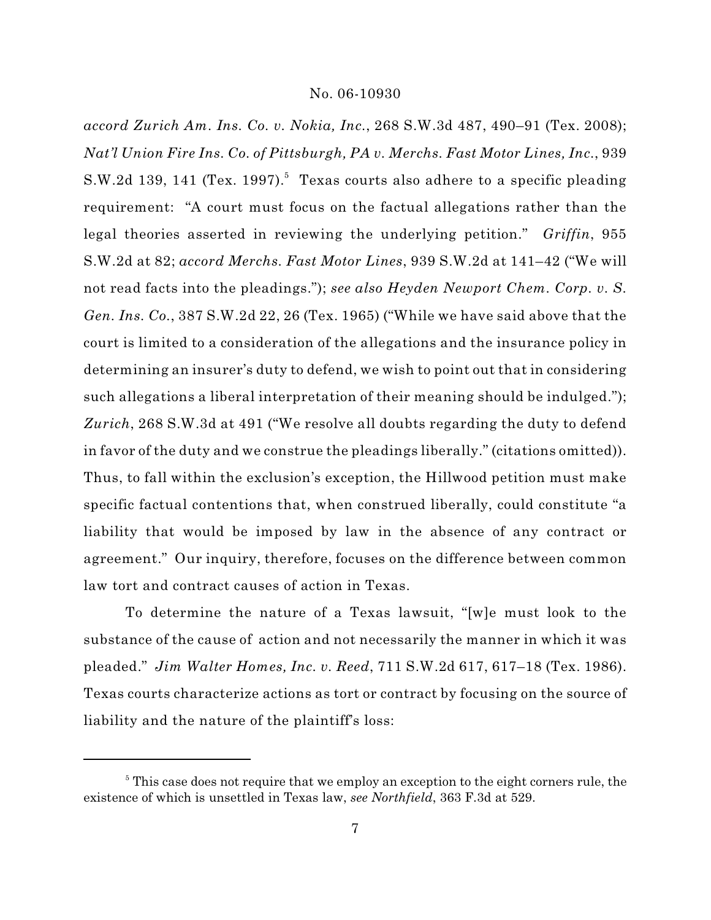*accord Zurich Am. Ins. Co. v. Nokia, Inc.*, 268 S.W.3d 487, 490–91 (Tex. 2008); *Nat'l Union Fire Ins. Co. of Pittsburgh, PA v. Merchs. Fast Motor Lines, Inc.*, 939 S.W.2d 139, 141 (Tex. 1997).[5] Texas courts also adhere to a specific pleading requirement: "A court must focus on the factual allegations rather than the legal theories asserted in reviewing the underlying petition." *Griffin*, 955 S.W.2d at 82; *accord Merchs. Fast Motor Lines*, 939 S.W.2d at 141–42 ("We will not read facts into the pleadings."); *see also Heyden Newport Chem. Corp. v. S. Gen. Ins. Co.*, 387 S.W.2d 22, 26 (Tex. 1965) ("While we have said above that the court is limited to a consideration of the allegations and the insurance policy in determining an insurer's duty to defend, we wish to point out that in considering such allegations a liberal interpretation of their meaning should be indulged."); *Zurich*, 268 S.W.3d at 491 ("We resolve all doubts regarding the duty to defend in favor of the duty and we construe the pleadings liberally." (citations omitted)). Thus, to fall within the exclusion's exception, the Hillwood petition must make specific factual contentions that, when construed liberally, could constitute "a liability that would be imposed by law in the absence of any contract or agreement." Our inquiry, therefore, focuses on the difference between common law tort and contract causes of action in Texas.

To determine the nature of a Texas lawsuit, "[w]e must look to the substance of the cause of action and not necessarily the manner in which it was pleaded." *Jim Walter Homes, Inc. v. Reed*, 711 S.W.2d 617, 617–18 (Tex. 1986). Texas courts characterize actions as tort or contract by focusing on the source of liability and the nature of the plaintiff's loss:

[5] This case does not require that we employ an exception to the eight corners rule, the existence of which is unsettled in Texas law, *see Northfield*, 363 F.3d at 529.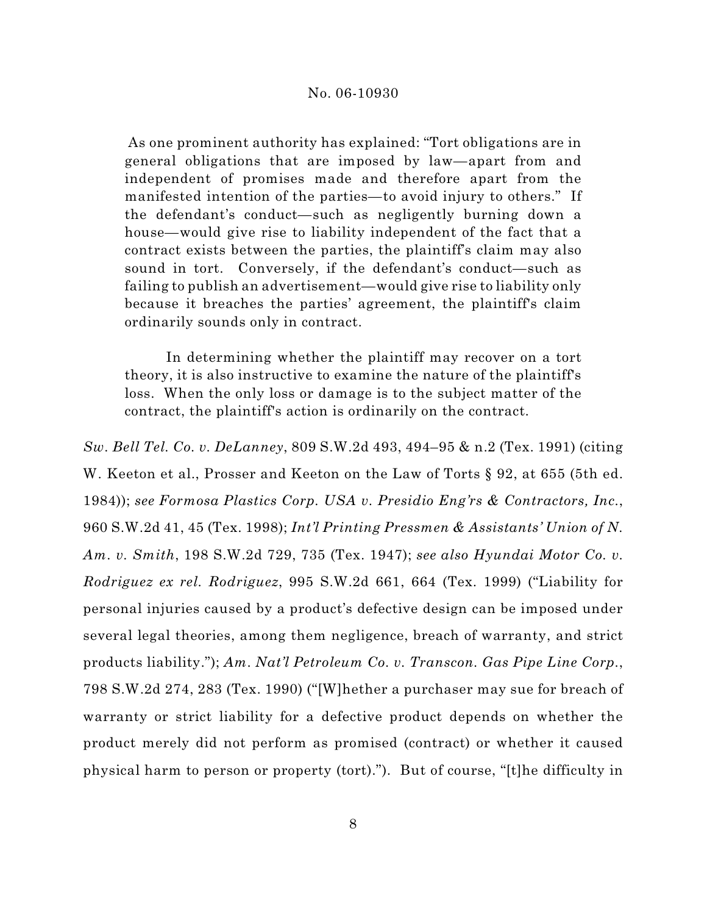> As one prominent authority has explained: "Tort obligations are in general obligations that are imposed by law—apart from and independent of promises made and therefore apart from the manifested intention of the parties—to avoid injury to others." If the defendant's conduct—such as negligently burning down a house—would give rise to liability independent of the fact that a contract exists between the parties, the plaintiff's claim may also sound in tort. Conversely, if the defendant's conduct—such as failing to publish an advertisement—would give rise to liability only because it breaches the parties' agreement, the plaintiff's claim ordinarily sounds only in contract.
>
> In determining whether the plaintiff may recover on a tort theory, it is also instructive to examine the nature of the plaintiff's loss. When the only loss or damage is to the subject matter of the contract, the plaintiff's action is ordinarily on the contract.

*Sw. Bell Tel. Co. v. DeLanney*, 809 S.W.2d 493, 494–95 & n.2 (Tex. 1991) (citing W. Keeton et al., Prosser and Keeton on the Law of Torts § 92, at 655 (5th ed. 1984)); *see Formosa Plastics Corp. USA v. Presidio Eng'rs & Contractors, Inc.*, 960 S.W.2d 41, 45 (Tex. 1998); *Int'l Printing Pressmen & Assistants' Union of N. Am. v. Smith*, 198 S.W.2d 729, 735 (Tex. 1947); *see also Hyundai Motor Co. v. Rodriguez ex rel. Rodriguez*, 995 S.W.2d 661, 664 (Tex. 1999) ("Liability for personal injuries caused by a product's defective design can be imposed under several legal theories, among them negligence, breach of warranty, and strict products liability."); *Am. Nat'l Petroleum Co. v. Transcon. Gas Pipe Line Corp.*, 798 S.W.2d 274, 283 (Tex. 1990) ("[W]hether a purchaser may sue for breach of warranty or strict liability for a defective product depends on whether the product merely did not perform as promised (contract) or whether it caused physical harm to person or property (tort)."). But of course, "[t]he difficulty in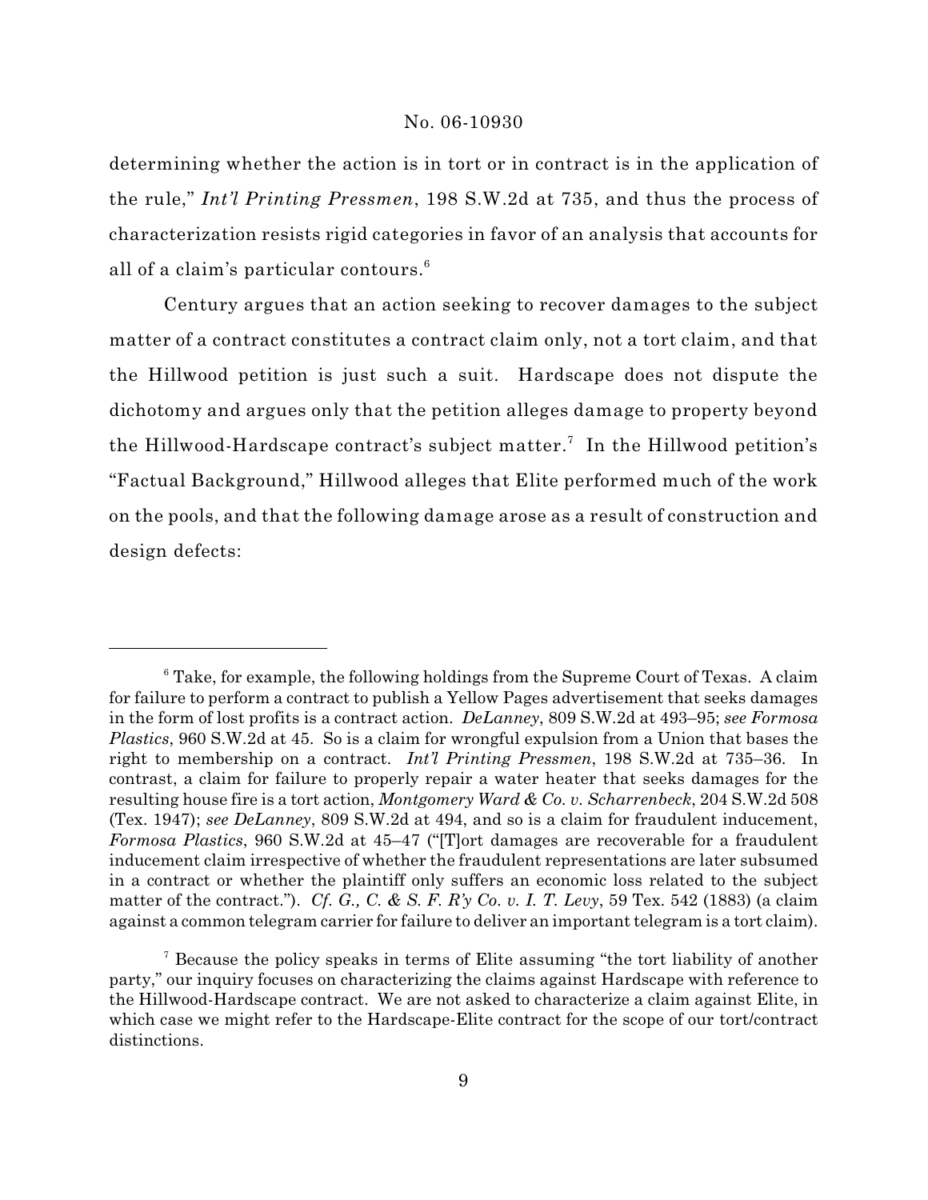determining whether the action is in tort or in contract is in the application of the rule," *Int'l Printing Pressmen*, 198 S.W.2d at 735, and thus the process of characterization resists rigid categories in favor of an analysis that accounts for all of a claim's particular contours.[6]

Century argues that an action seeking to recover damages to the subject matter of a contract constitutes a contract claim only, not a tort claim, and that the Hillwood petition is just such a suit. Hardscape does not dispute the dichotomy and argues only that the petition alleges damage to property beyond the Hillwood-Hardscape contract's subject matter.[7] In the Hillwood petition's "Factual Background," Hillwood alleges that Elite performed much of the work on the pools, and that the following damage arose as a result of construction and design defects:

---

[6] Take, for example, the following holdings from the Supreme Court of Texas. A claim for failure to perform a contract to publish a Yellow Pages advertisement that seeks damages in the form of lost profits is a contract action. *DeLanney*, 809 S.W.2d at 493–95; *see Formosa Plastics*, 960 S.W.2d at 45. So is a claim for wrongful expulsion from a Union that bases the right to membership on a contract. *Int'l Printing Pressmen*, 198 S.W.2d at 735–36. In contrast, a claim for failure to properly repair a water heater that seeks damages for the resulting house fire is a tort action, *Montgomery Ward & Co. v. Scharrenbeck*, 204 S.W.2d 508 (Tex. 1947); *see DeLanney*, 809 S.W.2d at 494, and so is a claim for fraudulent inducement, *Formosa Plastics*, 960 S.W.2d at 45–47 ("[T]ort damages are recoverable for a fraudulent inducement claim irrespective of whether the fraudulent representations are later subsumed in a contract or whether the plaintiff only suffers an economic loss related to the subject matter of the contract."). *Cf. G., C. & S. F. R'y Co. v. I. T. Levy*, 59 Tex. 542 (1883) (a claim against a common telegram carrier for failure to deliver an important telegram is a tort claim).

[7] Because the policy speaks in terms of Elite assuming "the tort liability of another party," our inquiry focuses on characterizing the claims against Hardscape with reference to the Hillwood-Hardscape contract. We are not asked to characterize a claim against Elite, in which case we might refer to the Hardscape-Elite contract for the scope of our tort/contract distinctions.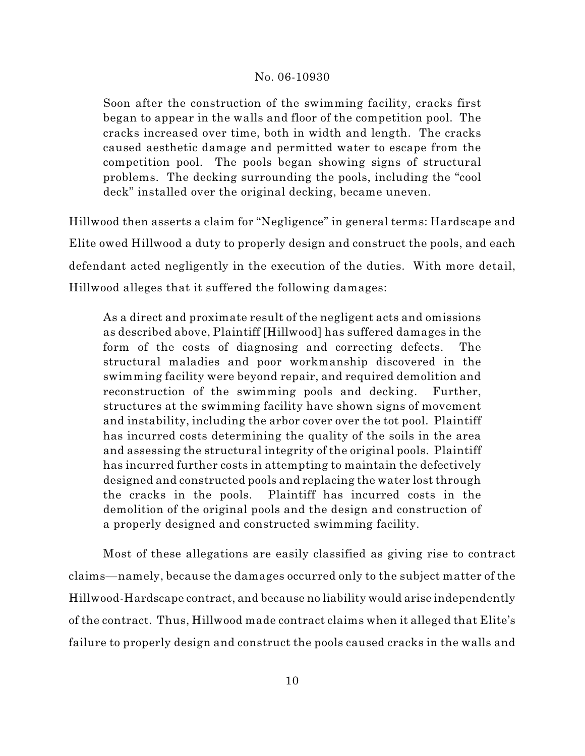> Soon after the construction of the swimming facility, cracks first began to appear in the walls and floor of the competition pool. The cracks increased over time, both in width and length. The cracks caused aesthetic damage and permitted water to escape from the competition pool. The pools began showing signs of structural problems. The decking surrounding the pools, including the "cool deck" installed over the original decking, became uneven.

Hillwood then asserts a claim for "Negligence" in general terms: Hardscape and Elite owed Hillwood a duty to properly design and construct the pools, and each defendant acted negligently in the execution of the duties. With more detail, Hillwood alleges that it suffered the following damages:

> As a direct and proximate result of the negligent acts and omissions as described above, Plaintiff [Hillwood] has suffered damages in the form of the costs of diagnosing and correcting defects. The structural maladies and poor workmanship discovered in the swimming facility were beyond repair, and required demolition and reconstruction of the swimming pools and decking. Further, structures at the swimming facility have shown signs of movement and instability, including the arbor cover over the tot pool. Plaintiff has incurred costs determining the quality of the soils in the area and assessing the structural integrity of the original pools. Plaintiff has incurred further costs in attempting to maintain the defectively designed and constructed pools and replacing the water lost through the cracks in the pools. Plaintiff has incurred costs in the demolition of the original pools and the design and construction of a properly designed and constructed swimming facility.

Most of these allegations are easily classified as giving rise to contract claims—namely, because the damages occurred only to the subject matter of the Hillwood-Hardscape contract, and because no liability would arise independently of the contract. Thus, Hillwood made contract claims when it alleged that Elite's failure to properly design and construct the pools caused cracks in the walls and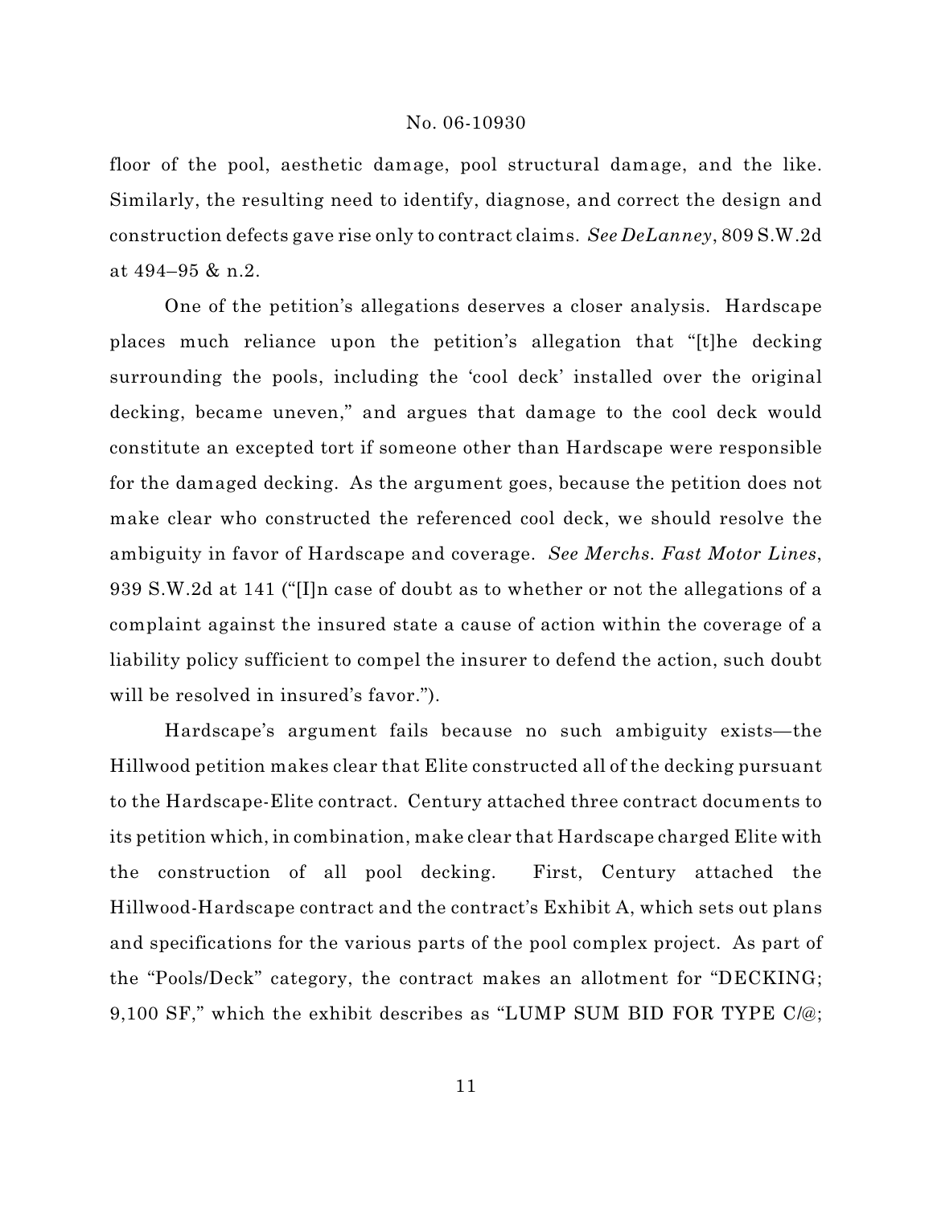floor of the pool, aesthetic damage, pool structural damage, and the like. Similarly, the resulting need to identify, diagnose, and correct the design and construction defects gave rise only to contract claims. *See DeLanney*, 809 S.W.2d at 494–95 & n.2.

One of the petition's allegations deserves a closer analysis. Hardscape places much reliance upon the petition's allegation that "[t]he decking surrounding the pools, including the 'cool deck' installed over the original decking, became uneven," and argues that damage to the cool deck would constitute an excepted tort if someone other than Hardscape were responsible for the damaged decking. As the argument goes, because the petition does not make clear who constructed the referenced cool deck, we should resolve the ambiguity in favor of Hardscape and coverage. *See Merchs. Fast Motor Lines*, 939 S.W.2d at 141 ("[I]n case of doubt as to whether or not the allegations of a complaint against the insured state a cause of action within the coverage of a liability policy sufficient to compel the insurer to defend the action, such doubt will be resolved in insured's favor.").

Hardscape's argument fails because no such ambiguity exists—the Hillwood petition makes clear that Elite constructed all of the decking pursuant to the Hardscape-Elite contract. Century attached three contract documents to its petition which, in combination, make clear that Hardscape charged Elite with the construction of all pool decking. First, Century attached the Hillwood-Hardscape contract and the contract's Exhibit A, which sets out plans and specifications for the various parts of the pool complex project. As part of the "Pools/Deck" category, the contract makes an allotment for "DECKING; 9,100 SF," which the exhibit describes as "LUMP SUM BID FOR TYPE C/@;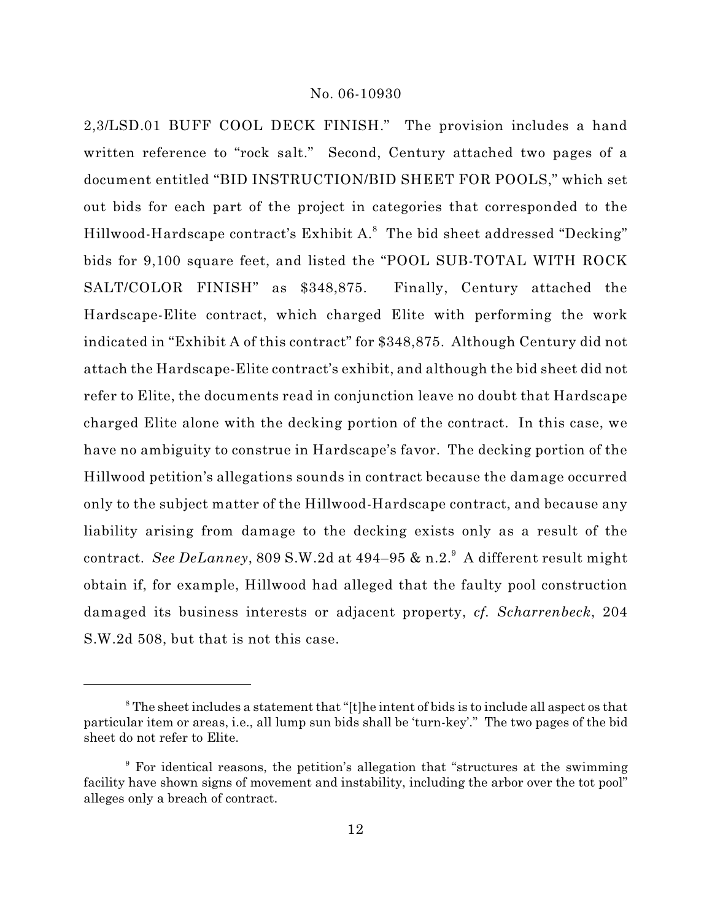2,3/LSD.01 BUFF COOL DECK FINISH." The provision includes a hand written reference to "rock salt." Second, Century attached two pages of a document entitled "BID INSTRUCTION/BID SHEET FOR POOLS," which set out bids for each part of the project in categories that corresponded to the Hillwood-Hardscape contract's Exhibit A.[8] The bid sheet addressed "Decking" bids for 9,100 square feet, and listed the "POOL SUB-TOTAL WITH ROCK SALT/COLOR FINISH" as $348,875. Finally, Century attached the Hardscape-Elite contract, which charged Elite with performing the work indicated in "Exhibit A of this contract" for $348,875. Although Century did not attach the Hardscape-Elite contract's exhibit, and although the bid sheet did not refer to Elite, the documents read in conjunction leave no doubt that Hardscape charged Elite alone with the decking portion of the contract. In this case, we have no ambiguity to construe in Hardscape's favor. The decking portion of the Hillwood petition's allegations sounds in contract because the damage occurred only to the subject matter of the Hillwood-Hardscape contract, and because any liability arising from damage to the decking exists only as a result of the contract. *See DeLanney*, 809 S.W.2d at 494–95 & n.2.[9] A different result might obtain if, for example, Hillwood had alleged that the faulty pool construction damaged its business interests or adjacent property, *cf. Scharrenbeck*, 204 S.W.2d 508, but that is not this case.

---

[8] The sheet includes a statement that "[t]he intent of bids is to include all aspect os that particular item or areas, i.e., all lump sun bids shall be 'turn-key'." The two pages of the bid sheet do not refer to Elite.

[9] For identical reasons, the petition's allegation that "structures at the swimming facility have shown signs of movement and instability, including the arbor over the tot pool" alleges only a breach of contract.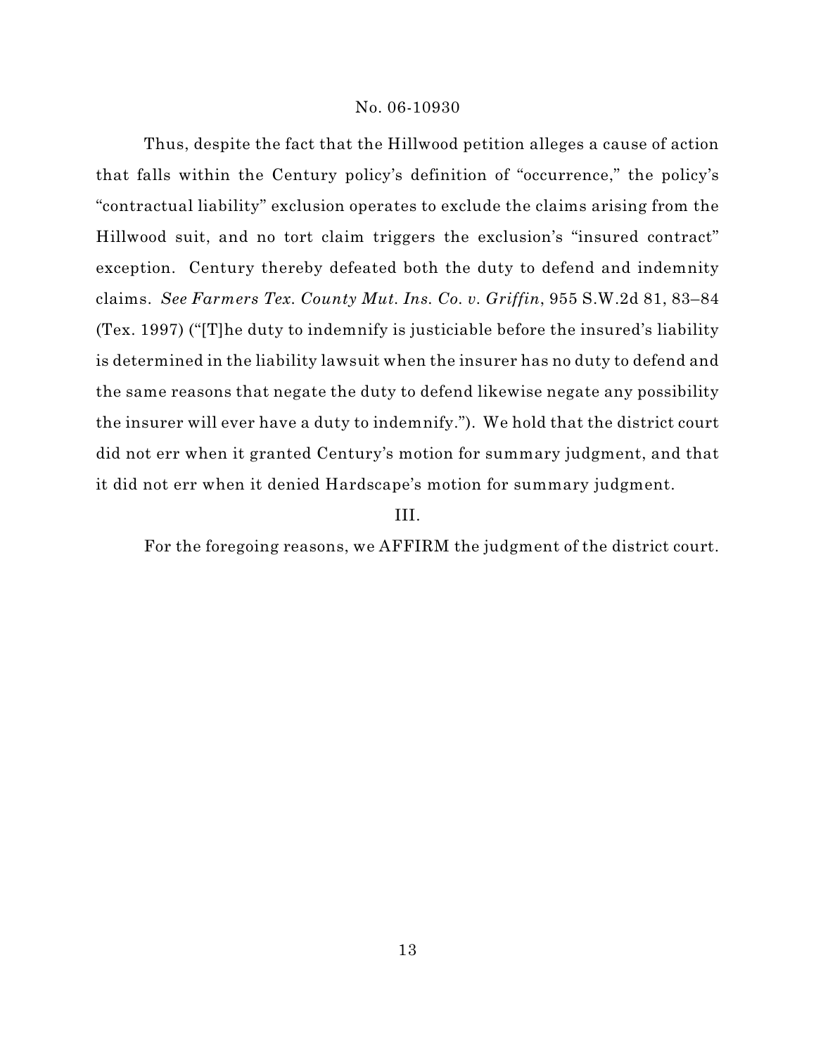Thus, despite the fact that the Hillwood petition alleges a cause of action that falls within the Century policy's definition of "occurrence," the policy's "contractual liability" exclusion operates to exclude the claims arising from the Hillwood suit, and no tort claim triggers the exclusion's "insured contract" exception. Century thereby defeated both the duty to defend and indemnity claims. *See Farmers Tex. County Mut. Ins. Co. v. Griffin*, 955 S.W.2d 81, 83–84 (Tex. 1997) ("[T]he duty to indemnify is justiciable before the insured's liability is determined in the liability lawsuit when the insurer has no duty to defend and the same reasons that negate the duty to defend likewise negate any possibility the insurer will ever have a duty to indemnify."). We hold that the district court did not err when it granted Century's motion for summary judgment, and that it did not err when it denied Hardscape's motion for summary judgment.

III.

For the foregoing reasons, we AFFIRM the judgment of the district court.